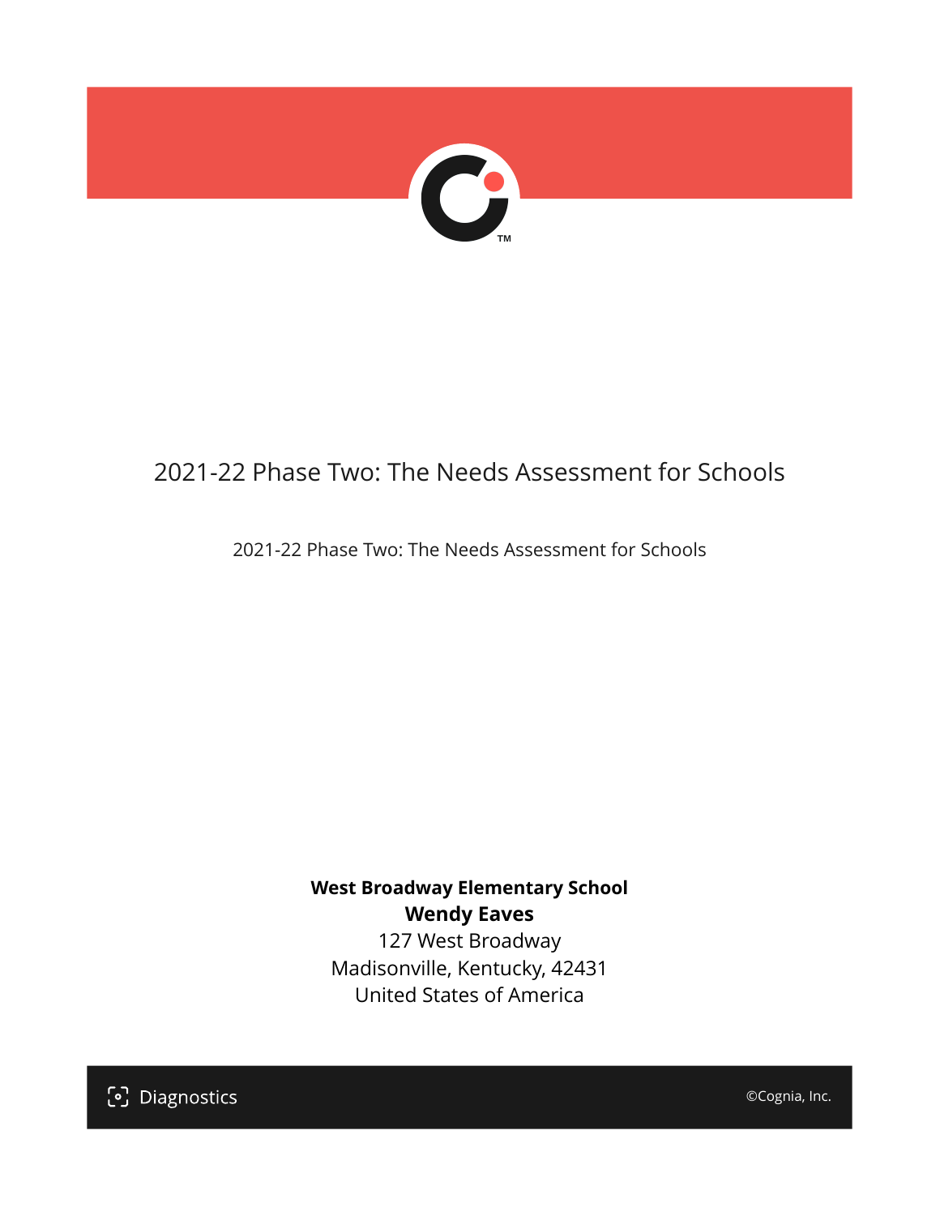# 2021-22 Phase Two: The Needs Assessment for Schools

2021-22 Phase Two: The Needs Assessment for Schools

**West Broadway Elementary School**
**Wendy Eaves**
127 West Broadway
Madisonville, Kentucky, 42431
United States of America

Diagnostics

©Cognia, Inc.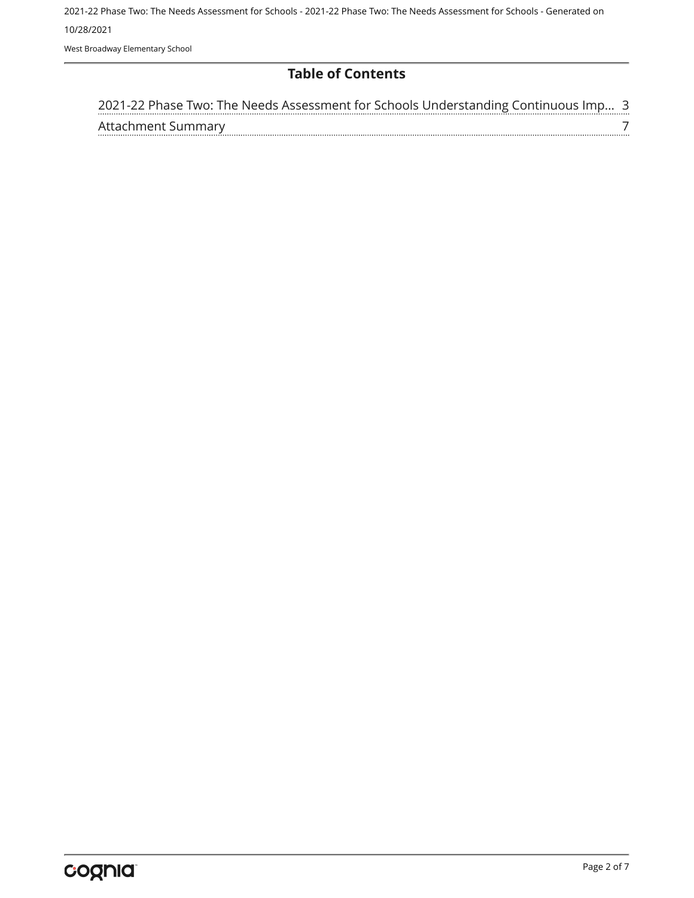## Table of Contents

| | |
|---|---|
| 2021-22 Phase Two: The Needs Assessment for Schools Understanding Continuous Imp... | 3 |
| Attachment Summary | 7 |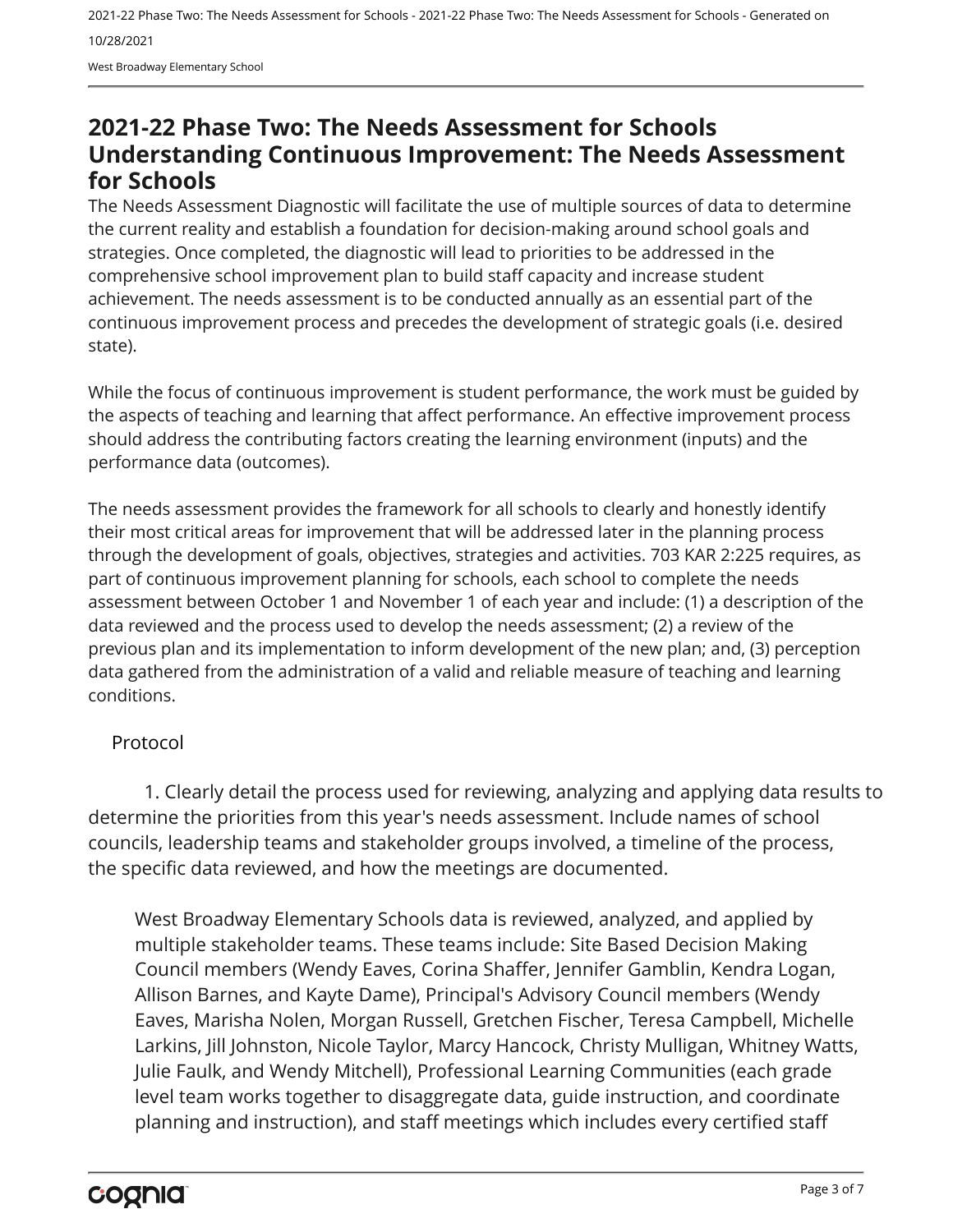# 2021-22 Phase Two: The Needs Assessment for Schools Understanding Continuous Improvement: The Needs Assessment for Schools

The Needs Assessment Diagnostic will facilitate the use of multiple sources of data to determine the current reality and establish a foundation for decision-making around school goals and strategies. Once completed, the diagnostic will lead to priorities to be addressed in the comprehensive school improvement plan to build staff capacity and increase student achievement. The needs assessment is to be conducted annually as an essential part of the continuous improvement process and precedes the development of strategic goals (i.e. desired state).

While the focus of continuous improvement is student performance, the work must be guided by the aspects of teaching and learning that affect performance. An effective improvement process should address the contributing factors creating the learning environment (inputs) and the performance data (outcomes).

The needs assessment provides the framework for all schools to clearly and honestly identify their most critical areas for improvement that will be addressed later in the planning process through the development of goals, objectives, strategies and activities. 703 KAR 2:225 requires, as part of continuous improvement planning for schools, each school to complete the needs assessment between October 1 and November 1 of each year and include: (1) a description of the data reviewed and the process used to develop the needs assessment; (2) a review of the previous plan and its implementation to inform development of the new plan; and, (3) perception data gathered from the administration of a valid and reliable measure of teaching and learning conditions.

Protocol

1. Clearly detail the process used for reviewing, analyzing and applying data results to determine the priorities from this year's needs assessment. Include names of school councils, leadership teams and stakeholder groups involved, a timeline of the process, the specific data reviewed, and how the meetings are documented.

> West Broadway Elementary Schools data is reviewed, analyzed, and applied by multiple stakeholder teams. These teams include: Site Based Decision Making Council members (Wendy Eaves, Corina Shaffer, Jennifer Gamblin, Kendra Logan, Allison Barnes, and Kayte Dame), Principal's Advisory Council members (Wendy Eaves, Marisha Nolen, Morgan Russell, Gretchen Fischer, Teresa Campbell, Michelle Larkins, Jill Johnston, Nicole Taylor, Marcy Hancock, Christy Mulligan, Whitney Watts, Julie Faulk, and Wendy Mitchell), Professional Learning Communities (each grade level team works together to disaggregate data, guide instruction, and coordinate planning and instruction), and staff meetings which includes every certified staff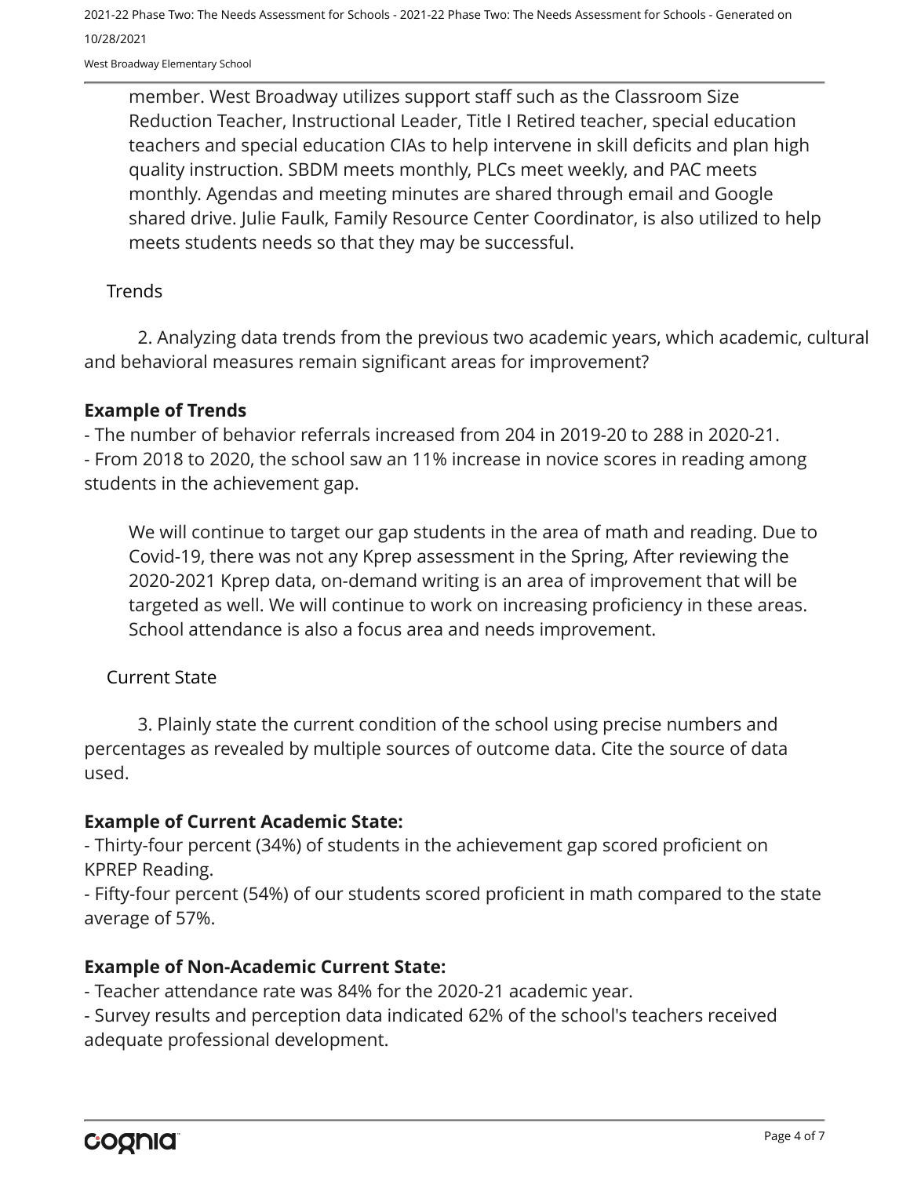member. West Broadway utilizes support staff such as the Classroom Size Reduction Teacher, Instructional Leader, Title I Retired teacher, special education teachers and special education CIAs to help intervene in skill deficits and plan high quality instruction. SBDM meets monthly, PLCs meet weekly, and PAC meets monthly. Agendas and meeting minutes are shared through email and Google shared drive. Julie Faulk, Family Resource Center Coordinator, is also utilized to help meets students needs so that they may be successful.

Trends

2. Analyzing data trends from the previous two academic years, which academic, cultural and behavioral measures remain significant areas for improvement?

**Example of Trends**

- The number of behavior referrals increased from 204 in 2019-20 to 288 in 2020-21.
- From 2018 to 2020, the school saw an 11% increase in novice scores in reading among students in the achievement gap.

We will continue to target our gap students in the area of math and reading. Due to Covid-19, there was not any Kprep assessment in the Spring, After reviewing the 2020-2021 Kprep data, on-demand writing is an area of improvement that will be targeted as well. We will continue to work on increasing proficiency in these areas. School attendance is also a focus area and needs improvement.

Current State

3. Plainly state the current condition of the school using precise numbers and percentages as revealed by multiple sources of outcome data. Cite the source of data used.

**Example of Current Academic State:**

- Thirty-four percent (34%) of students in the achievement gap scored proficient on KPREP Reading.
- Fifty-four percent (54%) of our students scored proficient in math compared to the state average of 57%.

**Example of Non-Academic Current State:**

- Teacher attendance rate was 84% for the 2020-21 academic year.
- Survey results and perception data indicated 62% of the school's teachers received adequate professional development.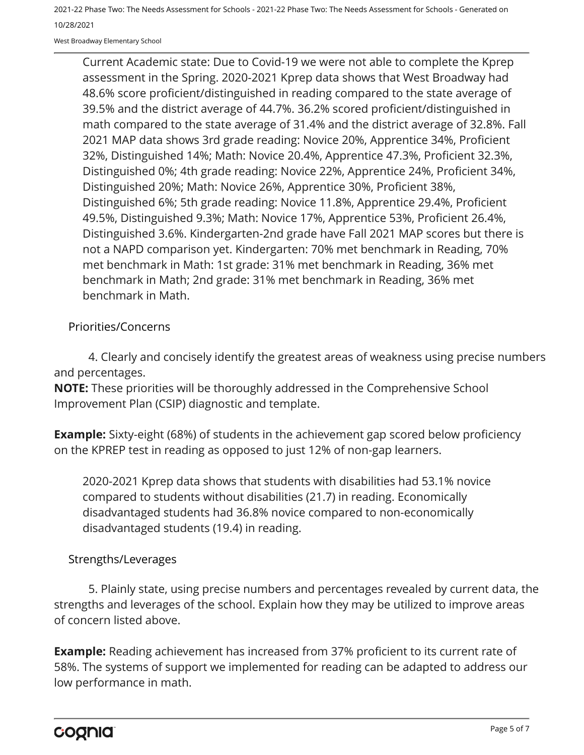Current Academic state: Due to Covid-19 we were not able to complete the Kprep assessment in the Spring. 2020-2021 Kprep data shows that West Broadway had 48.6% score proficient/distinguished in reading compared to the state average of 39.5% and the district average of 44.7%. 36.2% scored proficient/distinguished in math compared to the state average of 31.4% and the district average of 32.8%. Fall 2021 MAP data shows 3rd grade reading: Novice 20%, Apprentice 34%, Proficient 32%, Distinguished 14%; Math: Novice 20.4%, Apprentice 47.3%, Proficient 32.3%, Distinguished 0%; 4th grade reading: Novice 22%, Apprentice 24%, Proficient 34%, Distinguished 20%; Math: Novice 26%, Apprentice 30%, Proficient 38%, Distinguished 6%; 5th grade reading: Novice 11.8%, Apprentice 29.4%, Proficient 49.5%, Distinguished 9.3%; Math: Novice 17%, Apprentice 53%, Proficient 26.4%, Distinguished 3.6%. Kindergarten-2nd grade have Fall 2021 MAP scores but there is not a NAPD comparison yet. Kindergarten: 70% met benchmark in Reading, 70% met benchmark in Math: 1st grade: 31% met benchmark in Reading, 36% met benchmark in Math; 2nd grade: 31% met benchmark in Reading, 36% met benchmark in Math.

## Priorities/Concerns

4. Clearly and concisely identify the greatest areas of weakness using precise numbers and percentages.

**NOTE:** These priorities will be thoroughly addressed in the Comprehensive School Improvement Plan (CSIP) diagnostic and template.

**Example:** Sixty-eight (68%) of students in the achievement gap scored below proficiency on the KPREP test in reading as opposed to just 12% of non-gap learners.

2020-2021 Kprep data shows that students with disabilities had 53.1% novice compared to students without disabilities (21.7) in reading. Economically disadvantaged students had 36.8% novice compared to non-economically disadvantaged students (19.4) in reading.

## Strengths/Leverages

5. Plainly state, using precise numbers and percentages revealed by current data, the strengths and leverages of the school. Explain how they may be utilized to improve areas of concern listed above.

**Example:** Reading achievement has increased from 37% proficient to its current rate of 58%. The systems of support we implemented for reading can be adapted to address our low performance in math.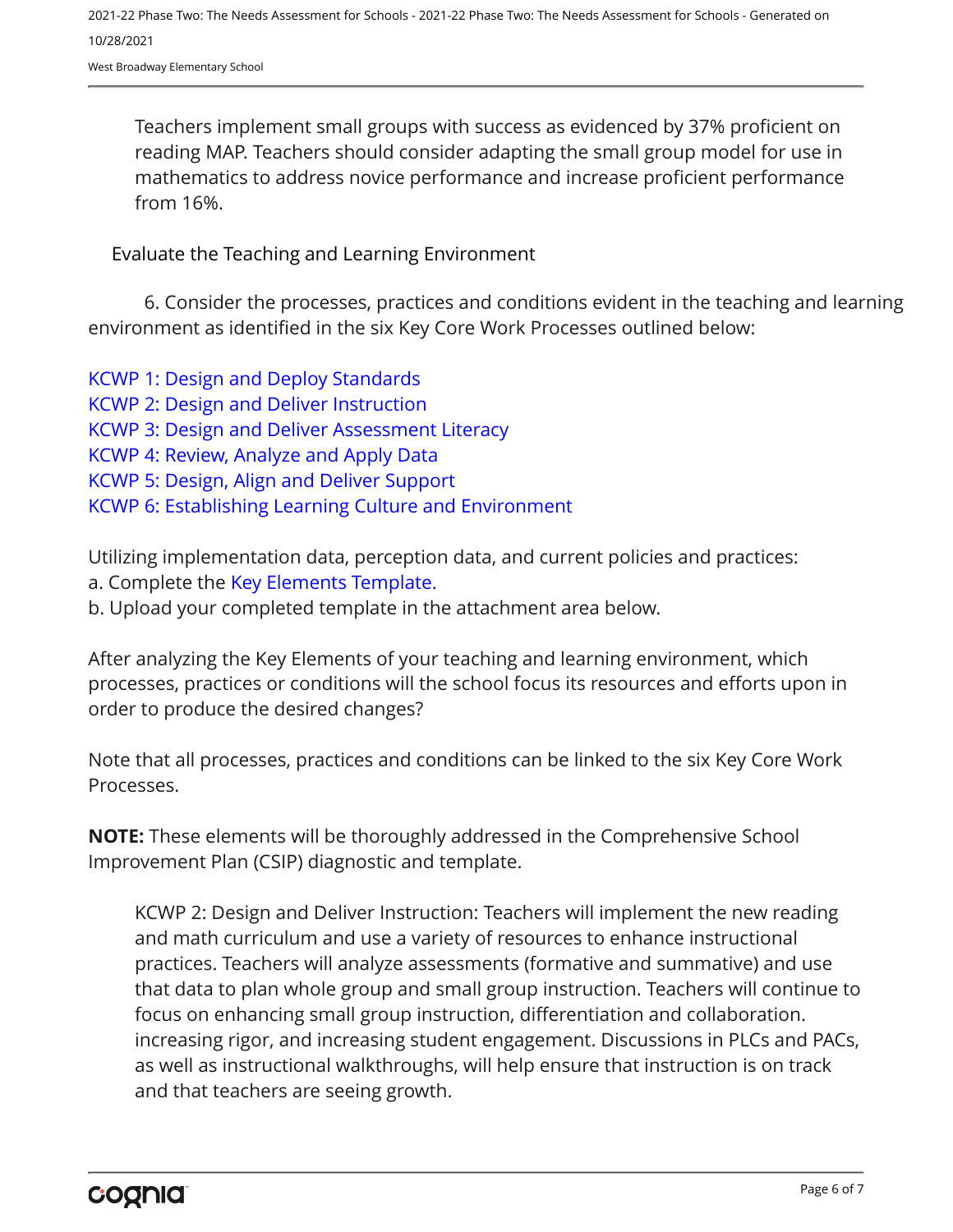Teachers implement small groups with success as evidenced by 37% proficient on reading MAP. Teachers should consider adapting the small group model for use in mathematics to address novice performance and increase proficient performance from 16%.

## Evaluate the Teaching and Learning Environment

6. Consider the processes, practices and conditions evident in the teaching and learning environment as identified in the six Key Core Work Processes outlined below:

KCWP 1: Design and Deploy Standards
KCWP 2: Design and Deliver Instruction
KCWP 3: Design and Deliver Assessment Literacy
KCWP 4: Review, Analyze and Apply Data
KCWP 5: Design, Align and Deliver Support
KCWP 6: Establishing Learning Culture and Environment

Utilizing implementation data, perception data, and current policies and practices:
a. Complete the Key Elements Template.
b. Upload your completed template in the attachment area below.

After analyzing the Key Elements of your teaching and learning environment, which processes, practices or conditions will the school focus its resources and efforts upon in order to produce the desired changes?

Note that all processes, practices and conditions can be linked to the six Key Core Work Processes.

**NOTE:** These elements will be thoroughly addressed in the Comprehensive School Improvement Plan (CSIP) diagnostic and template.

KCWP 2: Design and Deliver Instruction: Teachers will implement the new reading and math curriculum and use a variety of resources to enhance instructional practices. Teachers will analyze assessments (formative and summative) and use that data to plan whole group and small group instruction. Teachers will continue to focus on enhancing small group instruction, differentiation and collaboration. increasing rigor, and increasing student engagement. Discussions in PLCs and PACs, as well as instructional walkthroughs, will help ensure that instruction is on track and that teachers are seeing growth.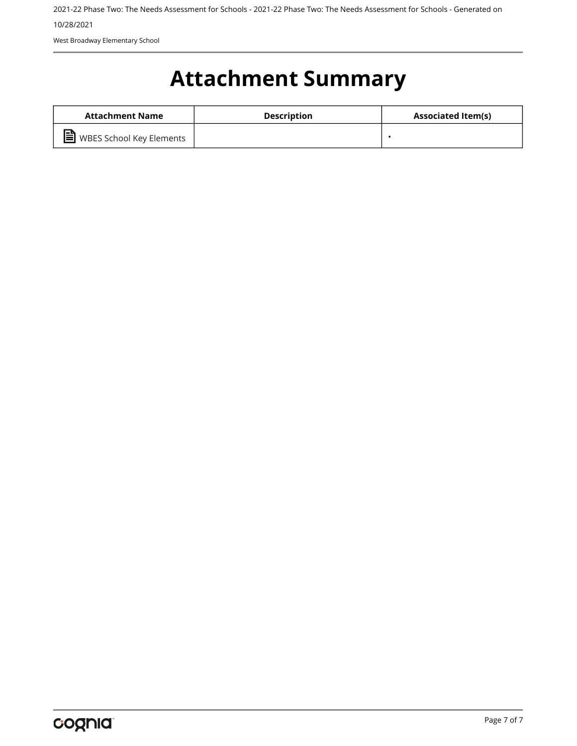# Attachment Summary

| Attachment Name | Description | Associated Item(s) |
| --- | --- | --- |
| WBES School Key Elements | | • |